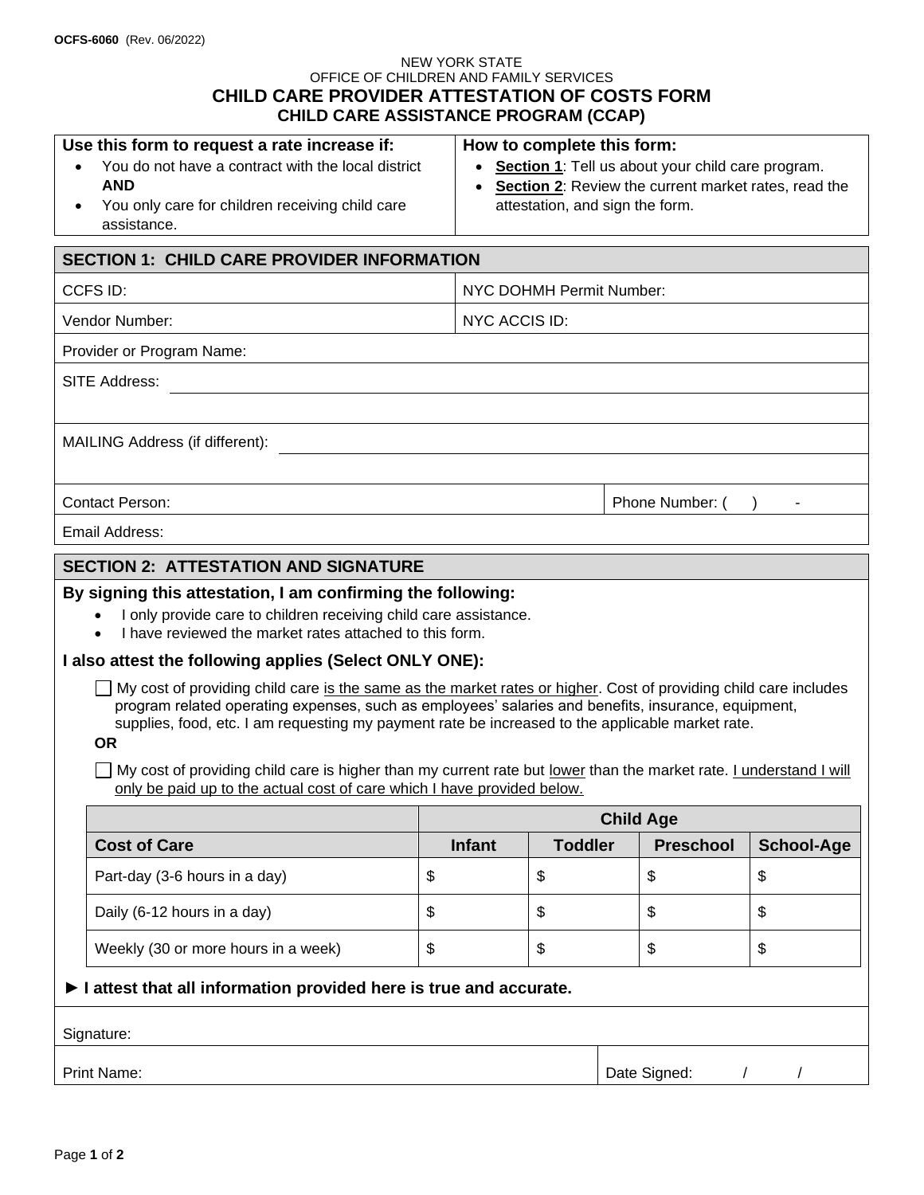OCFS-6060 (Rev. 06/2022)

NEW YORK STATE
OFFICE OF CHILDREN AND FAMILY SERVICES

# CHILD CARE PROVIDER ATTESTATION OF COSTS FORM
## CHILD CARE ASSISTANCE PROGRAM (CCAP)

| **Use this form to request a rate increase if:** | **How to complete this form:** |
|---|---|
| • You do not have a contract with the local district **AND**<br>• You only care for children receiving child care assistance. | • **Section 1**: Tell us about your child care program.<br>• **Section 2**: Review the current market rates, read the attestation, and sign the form. |

## SECTION 1: CHILD CARE PROVIDER INFORMATION

| | |
|---|---|
| CCFS ID: | NYC DOHMH Permit Number: |
| Vendor Number: | NYC ACCIS ID: |
| Provider or Program Name: | |
| SITE Address: | |
| MAILING Address (if different): | |
| Contact Person: | Phone Number: (    )    - |
| Email Address: | |

## SECTION 2: ATTESTATION AND SIGNATURE

**By signing this attestation, I am confirming the following:**

- I only provide care to children receiving child care assistance.
- I have reviewed the market rates attached to this form.

**I also attest the following applies (Select ONLY ONE):**

☐ My cost of providing child care is the same as the market rates or higher. Cost of providing child care includes program related operating expenses, such as employees' salaries and benefits, insurance, equipment, supplies, food, etc. I am requesting my payment rate be increased to the applicable market rate.

**OR**

☐ My cost of providing child care is higher than my current rate but lower than the market rate. I understand I will only be paid up to the actual cost of care which I have provided below.

| | **Child Age** | | | |
|---|---|---|---|---|
| **Cost of Care** | **Infant** | **Toddler** | **Preschool** | **School-Age** |
| Part-day (3-6 hours in a day) | $ | $ | $ | $ |
| Daily (6-12 hours in a day) | $ | $ | $ | $ |
| Weekly (30 or more hours in a week) | $ | $ | $ | $ |

► **I attest that all information provided here is true and accurate.**

| | |
|---|---|
| Signature: | |
| Print Name: | Date Signed:    /    / |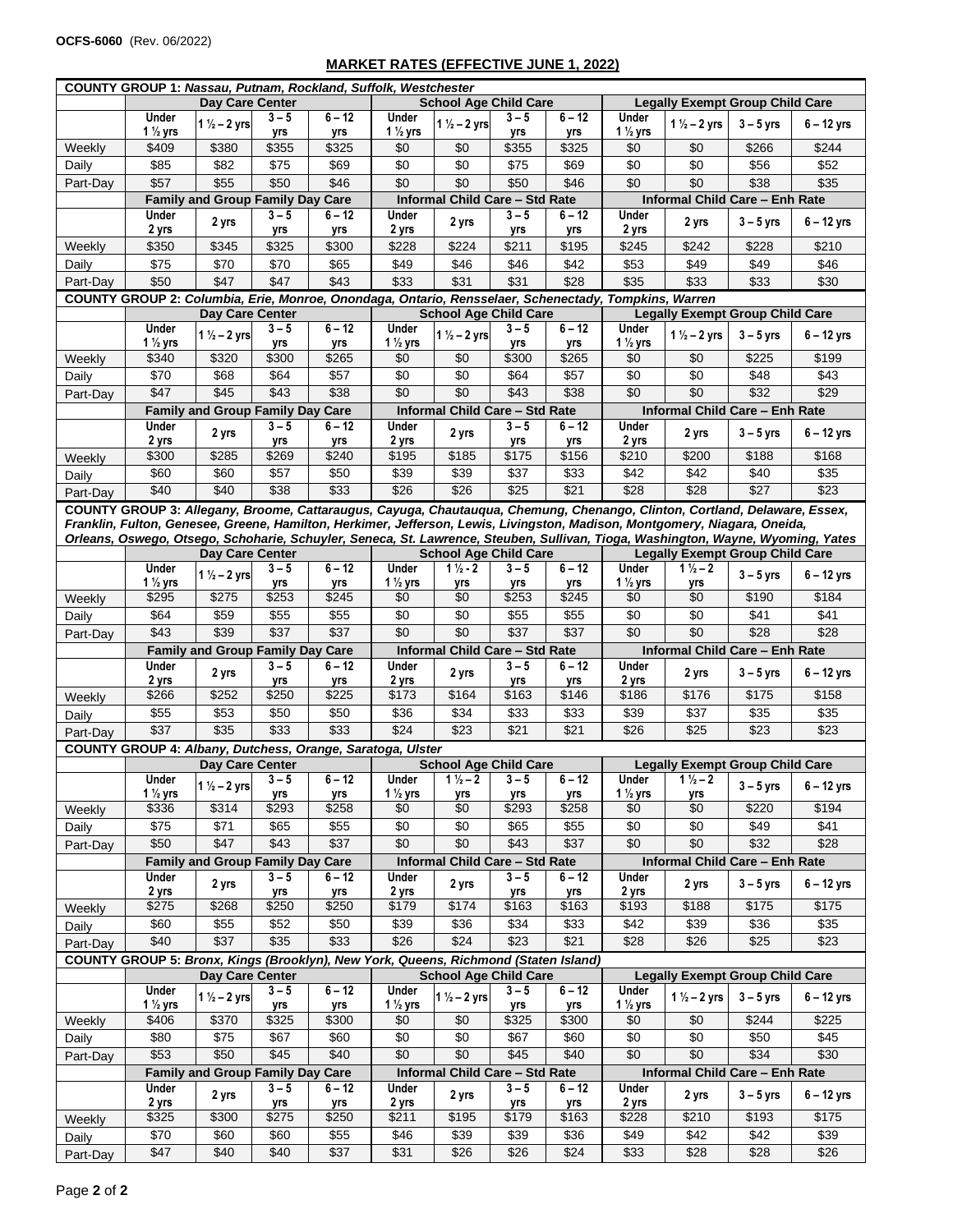OCFS-6060 (Rev. 06/2022)

## MARKET RATES (EFFECTIVE JUNE 1, 2022)

### COUNTY GROUP 1: *Nassau, Putnam, Rockland, Suffolk, Westchester*

| | Day Care Center | | | | School Age Child Care | | | | Legally Exempt Group Child Care | | | |
|---|---|---|---|---|---|---|---|---|---|---|---|---|
| | Under 1 ½ yrs | 1 ½ – 2 yrs | 3 – 5 yrs | 6 – 12 yrs | Under 1 ½ yrs | 1 ½ – 2 yrs | 3 – 5 yrs | 6 – 12 yrs | Under 1 ½ yrs | 1 ½ – 2 yrs | 3 – 5 yrs | 6 – 12 yrs |
| Weekly | $409 | $380 | $355 | $325 | $0 | $0 | $355 | $325 | $0 | $0 | $266 | $244 |
| Daily | $85 | $82 | $75 | $69 | $0 | $0 | $75 | $69 | $0 | $0 | $56 | $52 |
| Part-Day | $57 | $55 | $50 | $46 | $0 | $0 | $50 | $46 | $0 | $0 | $38 | $35 |
| | **Family and Group Family Day Care** | | | | **Informal Child Care – Std Rate** | | | | **Informal Child Care – Enh Rate** | | | |
| | Under 2 yrs | 2 yrs | 3 – 5 yrs | 6 – 12 yrs | Under 2 yrs | 2 yrs | 3 – 5 yrs | 6 – 12 yrs | Under 2 yrs | 2 yrs | 3 – 5 yrs | 6 – 12 yrs |
| Weekly | $350 | $345 | $325 | $300 | $228 | $224 | $211 | $195 | $245 | $242 | $228 | $210 |
| Daily | $75 | $70 | $70 | $65 | $49 | $46 | $46 | $42 | $53 | $49 | $49 | $46 |
| Part-Day | $50 | $47 | $47 | $43 | $33 | $31 | $31 | $28 | $35 | $33 | $33 | $30 |

### COUNTY GROUP 2: *Columbia, Erie, Monroe, Onondaga, Ontario, Rensselaer, Schenectady, Tompkins, Warren*

| | Day Care Center | | | | School Age Child Care | | | | Legally Exempt Group Child Care | | | |
|---|---|---|---|---|---|---|---|---|---|---|---|---|
| | Under 1 ½ yrs | 1 ½ – 2 yrs | 3 – 5 yrs | 6 – 12 yrs | Under 1 ½ yrs | 1 ½ – 2 yrs | 3 – 5 yrs | 6 – 12 yrs | Under 1 ½ yrs | 1 ½ – 2 yrs | 3 – 5 yrs | 6 – 12 yrs |
| Weekly | $340 | $320 | $300 | $265 | $0 | $0 | $300 | $265 | $0 | $0 | $225 | $199 |
| Daily | $70 | $68 | $64 | $57 | $0 | $0 | $64 | $57 | $0 | $0 | $48 | $43 |
| Part-Day | $47 | $45 | $43 | $38 | $0 | $0 | $43 | $38 | $0 | $0 | $32 | $29 |
| | **Family and Group Family Day Care** | | | | **Informal Child Care – Std Rate** | | | | **Informal Child Care – Enh Rate** | | | |
| | Under 2 yrs | 2 yrs | 3 – 5 yrs | 6 – 12 yrs | Under 2 yrs | 2 yrs | 3 – 5 yrs | 6 – 12 yrs | Under 2 yrs | 2 yrs | 3 – 5 yrs | 6 – 12 yrs |
| Weekly | $300 | $285 | $269 | $240 | $195 | $185 | $175 | $156 | $210 | $200 | $188 | $168 |
| Daily | $60 | $60 | $57 | $50 | $39 | $39 | $37 | $33 | $42 | $42 | $40 | $35 |
| Part-Day | $40 | $40 | $38 | $33 | $26 | $26 | $25 | $21 | $28 | $28 | $27 | $23 |

### COUNTY GROUP 3: *Allegany, Broome, Cattaraugus, Cayuga, Chautauqua, Chemung, Chenango, Clinton, Cortland, Delaware, Essex, Franklin, Fulton, Genesee, Greene, Hamilton, Herkimer, Jefferson, Lewis, Livingston, Madison, Montgomery, Niagara, Oneida, Orleans, Oswego, Otsego, Schoharie, Schuyler, Seneca, St. Lawrence, Steuben, Sullivan, Tioga, Washington, Wayne, Wyoming, Yates*

| | Day Care Center | | | | School Age Child Care | | | | Legally Exempt Group Child Care | | | |
|---|---|---|---|---|---|---|---|---|---|---|---|---|
| | Under 1 ½ yrs | 1 ½ – 2 yrs | 3 – 5 yrs | 6 – 12 yrs | Under 1 ½ yrs | 1 ½ - 2 yrs | 3 – 5 yrs | 6 – 12 yrs | Under 1 ½ yrs | 1 ½ – 2 yrs | 3 – 5 yrs | 6 – 12 yrs |
| Weekly | $295 | $275 | $253 | $245 | $0 | $0 | $253 | $245 | $0 | $0 | $190 | $184 |
| Daily | $64 | $59 | $55 | $55 | $0 | $0 | $55 | $55 | $0 | $0 | $41 | $41 |
| Part-Day | $43 | $39 | $37 | $37 | $0 | $0 | $37 | $37 | $0 | $0 | $28 | $28 |
| | **Family and Group Family Day Care** | | | | **Informal Child Care – Std Rate** | | | | **Informal Child Care – Enh Rate** | | | |
| | Under 2 yrs | 2 yrs | 3 – 5 yrs | 6 – 12 yrs | Under 2 yrs | 2 yrs | 3 – 5 yrs | 6 – 12 yrs | Under 2 yrs | 2 yrs | 3 – 5 yrs | 6 – 12 yrs |
| Weekly | $266 | $252 | $250 | $225 | $173 | $164 | $163 | $146 | $186 | $176 | $175 | $158 |
| Daily | $55 | $53 | $50 | $50 | $36 | $34 | $33 | $33 | $39 | $37 | $35 | $35 |
| Part-Day | $37 | $35 | $33 | $33 | $24 | $23 | $21 | $21 | $26 | $25 | $23 | $23 |

### COUNTY GROUP 4: *Albany, Dutchess, Orange, Saratoga, Ulster*

| | Day Care Center | | | | School Age Child Care | | | | Legally Exempt Group Child Care | | | |
|---|---|---|---|---|---|---|---|---|---|---|---|---|
| | Under 1 ½ yrs | 1 ½ – 2 yrs | 3 – 5 yrs | 6 – 12 yrs | Under 1 ½ yrs | 1 ½ – 2 yrs | 3 – 5 yrs | 6 – 12 yrs | Under 1 ½ yrs | 1 ½ – 2 yrs | 3 – 5 yrs | 6 – 12 yrs |
| Weekly | $336 | $314 | $293 | $258 | $0 | $0 | $293 | $258 | $0 | $0 | $220 | $194 |
| Daily | $75 | $71 | $65 | $55 | $0 | $0 | $65 | $55 | $0 | $0 | $49 | $41 |
| Part-Day | $50 | $47 | $43 | $37 | $0 | $0 | $43 | $37 | $0 | $0 | $32 | $28 |
| | **Family and Group Family Day Care** | | | | **Informal Child Care – Std Rate** | | | | **Informal Child Care – Enh Rate** | | | |
| | Under 2 yrs | 2 yrs | 3 – 5 yrs | 6 – 12 yrs | Under 2 yrs | 2 yrs | 3 – 5 yrs | 6 – 12 yrs | Under 2 yrs | 2 yrs | 3 – 5 yrs | 6 – 12 yrs |
| Weekly | $275 | $268 | $250 | $250 | $179 | $174 | $163 | $163 | $193 | $188 | $175 | $175 |
| Daily | $60 | $55 | $52 | $50 | $39 | $36 | $34 | $33 | $42 | $39 | $36 | $35 |
| Part-Day | $40 | $37 | $35 | $33 | $26 | $24 | $23 | $21 | $28 | $26 | $25 | $23 |

### COUNTY GROUP 5: *Bronx, Kings (Brooklyn), New York, Queens, Richmond (Staten Island)*

| | Day Care Center | | | | School Age Child Care | | | | Legally Exempt Group Child Care | | | |
|---|---|---|---|---|---|---|---|---|---|---|---|---|
| | Under 1 ½ yrs | 1 ½ – 2 yrs | 3 – 5 yrs | 6 – 12 yrs | Under 1 ½ yrs | 1 ½ – 2 yrs | 3 – 5 yrs | 6 – 12 yrs | Under 1 ½ yrs | 1 ½ – 2 yrs | 3 – 5 yrs | 6 – 12 yrs |
| Weekly | $406 | $370 | $325 | $300 | $0 | $0 | $325 | $300 | $0 | $0 | $244 | $225 |
| Daily | $80 | $75 | $67 | $60 | $0 | $0 | $67 | $60 | $0 | $0 | $50 | $45 |
| Part-Day | $53 | $50 | $45 | $40 | $0 | $0 | $45 | $40 | $0 | $0 | $34 | $30 |
| | **Family and Group Family Day Care** | | | | **Informal Child Care – Std Rate** | | | | **Informal Child Care – Enh Rate** | | | |
| | Under 2 yrs | 2 yrs | 3 – 5 yrs | 6 – 12 yrs | Under 2 yrs | 2 yrs | 3 – 5 yrs | 6 – 12 yrs | Under 2 yrs | 2 yrs | 3 – 5 yrs | 6 – 12 yrs |
| Weekly | $325 | $300 | $275 | $250 | $211 | $195 | $179 | $163 | $228 | $210 | $193 | $175 |
| Daily | $70 | $60 | $60 | $55 | $46 | $39 | $39 | $36 | $49 | $42 | $42 | $39 |
| Part-Day | $47 | $40 | $40 | $37 | $31 | $26 | $26 | $24 | $33 | $28 | $28 | $26 |